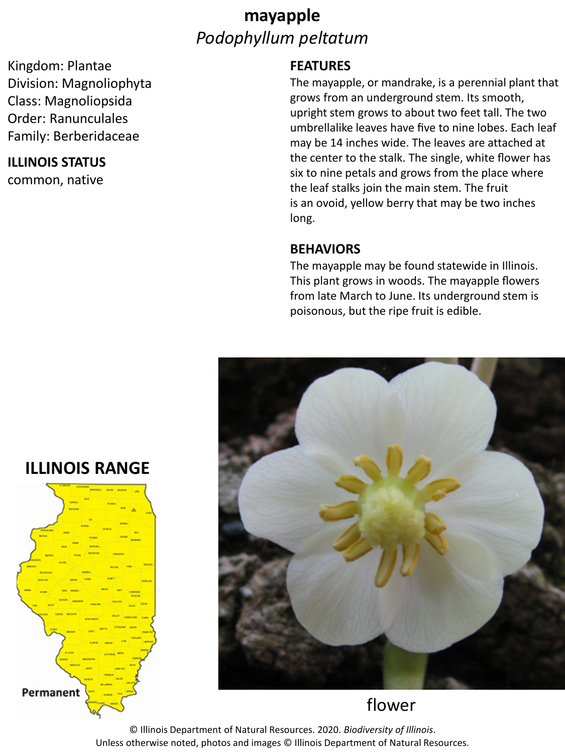# mayapple

*Podophyllum peltatum*

Kingdom: Plantae
Division: Magnoliophyta
Class: Magnoliopsida
Order: Ranunculales
Family: Berberidaceae

## ILLINOIS STATUS

common, native

## FEATURES

The mayapple, or mandrake, is a perennial plant that grows from an underground stem. Its smooth, upright stem grows to about two feet tall. The two umbrellalike leaves have five to nine lobes. Each leaf may be 14 inches wide. The leaves are attached at the center to the stalk. The single, white flower has six to nine petals and grows from the place where the leaf stalks join the main stem. The fruit is an ovoid, yellow berry that may be two inches long.

## BEHAVIORS

The mayapple may be found statewide in Illinois. This plant grows in woods. The mayapple flowers from late March to June. Its underground stem is poisonous, but the ripe fruit is edible.

## ILLINOIS RANGE

Permanent

flower

© Illinois Department of Natural Resources. 2020. *Biodiversity of Illinois*.
Unless otherwise noted, photos and images © Illinois Department of Natural Resources.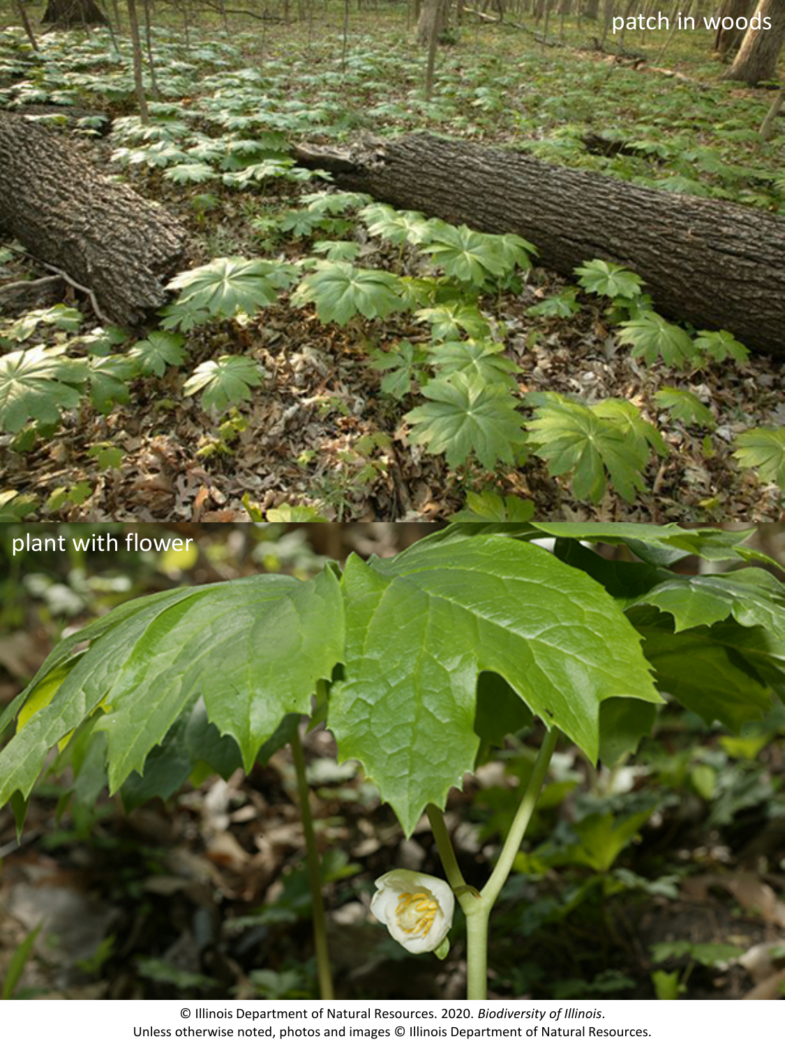patch in woods

plant with flower

© Illinois Department of Natural Resources. 2020. *Biodiversity of Illinois*.
Unless otherwise noted, photos and images © Illinois Department of Natural Resources.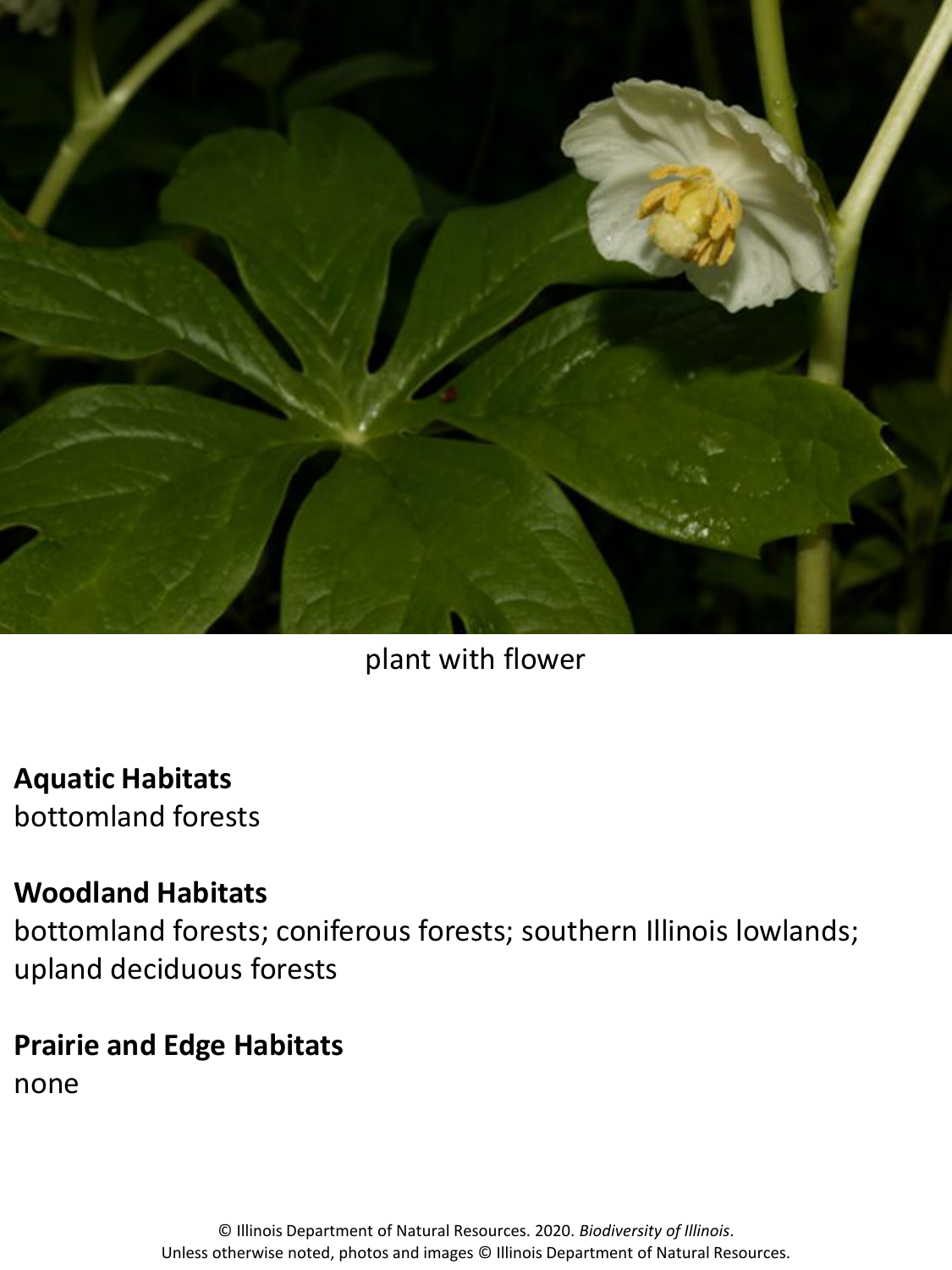plant with flower

**Aquatic Habitats**
bottomland forests

**Woodland Habitats**
bottomland forests; coniferous forests; southern Illinois lowlands; upland deciduous forests

**Prairie and Edge Habitats**
none

© Illinois Department of Natural Resources. 2020. *Biodiversity of Illinois*.
Unless otherwise noted, photos and images © Illinois Department of Natural Resources.